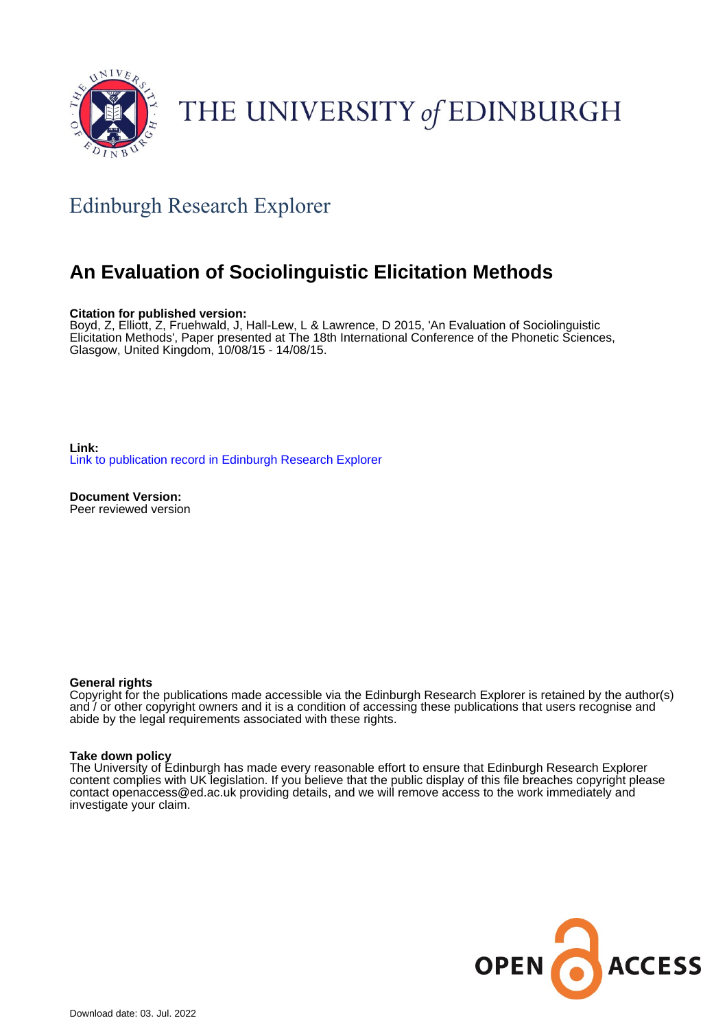THE UNIVERSITY of EDINBURGH

## Edinburgh Research Explorer

# An Evaluation of Sociolinguistic Elicitation Methods

**Citation for published version:**
Boyd, Z, Elliott, Z, Fruehwald, J, Hall-Lew, L & Lawrence, D 2015, 'An Evaluation of Sociolinguistic Elicitation Methods', Paper presented at The 18th International Conference of the Phonetic Sciences, Glasgow, United Kingdom, 10/08/15 - 14/08/15.

**Link:**
Link to publication record in Edinburgh Research Explorer

**Document Version:**
Peer reviewed version

**General rights**
Copyright for the publications made accessible via the Edinburgh Research Explorer is retained by the author(s) and / or other copyright owners and it is a condition of accessing these publications that users recognise and abide by the legal requirements associated with these rights.

**Take down policy**
The University of Edinburgh has made every reasonable effort to ensure that Edinburgh Research Explorer content complies with UK legislation. If you believe that the public display of this file breaches copyright please contact openaccess@ed.ac.uk providing details, and we will remove access to the work immediately and investigate your claim.

OPEN ACCESS

Download date: 03. Jul. 2022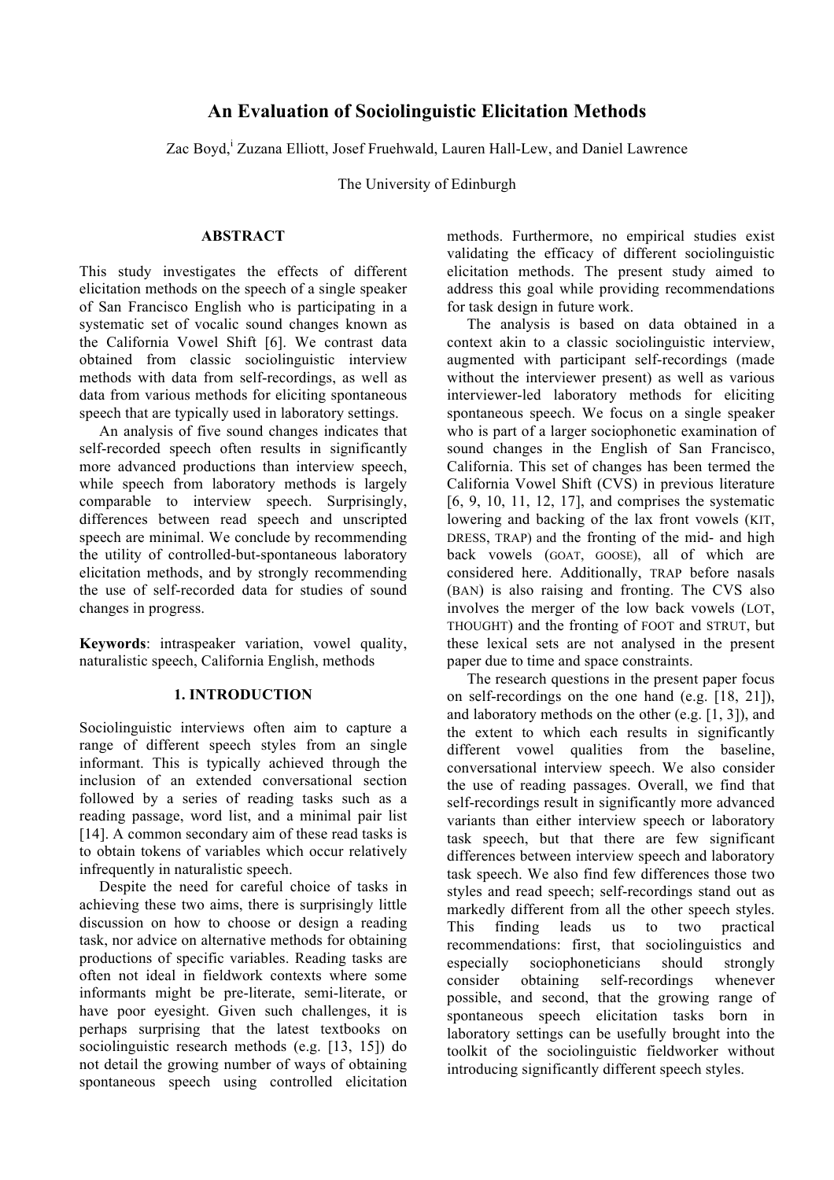# An Evaluation of Sociolinguistic Elicitation Methods

Zac Boyd,[i] Zuzana Elliott, Josef Fruehwald, Lauren Hall-Lew, and Daniel Lawrence

The University of Edinburgh

## ABSTRACT

This study investigates the effects of different elicitation methods on the speech of a single speaker of San Francisco English who is participating in a systematic set of vocalic sound changes known as the California Vowel Shift [6]. We contrast data obtained from classic sociolinguistic interview methods with data from self-recordings, as well as data from various methods for eliciting spontaneous speech that are typically used in laboratory settings.

An analysis of five sound changes indicates that self-recorded speech often results in significantly more advanced productions than interview speech, while speech from laboratory methods is largely comparable to interview speech. Surprisingly, differences between read speech and unscripted speech are minimal. We conclude by recommending the utility of controlled-but-spontaneous laboratory elicitation methods, and by strongly recommending the use of self-recorded data for studies of sound changes in progress.

**Keywords**: intraspeaker variation, vowel quality, naturalistic speech, California English, methods

## 1. INTRODUCTION

Sociolinguistic interviews often aim to capture a range of different speech styles from an single informant. This is typically achieved through the inclusion of an extended conversational section followed by a series of reading tasks such as a reading passage, word list, and a minimal pair list [14]. A common secondary aim of these read tasks is to obtain tokens of variables which occur relatively infrequently in naturalistic speech.

Despite the need for careful choice of tasks in achieving these two aims, there is surprisingly little discussion on how to choose or design a reading task, nor advice on alternative methods for obtaining productions of specific variables. Reading tasks are often not ideal in fieldwork contexts where some informants might be pre-literate, semi-literate, or have poor eyesight. Given such challenges, it is perhaps surprising that the latest textbooks on sociolinguistic research methods (e.g. [13, 15]) do not detail the growing number of ways of obtaining spontaneous speech using controlled elicitation methods. Furthermore, no empirical studies exist validating the efficacy of different sociolinguistic elicitation methods. The present study aimed to address this goal while providing recommendations for task design in future work.

The analysis is based on data obtained in a context akin to a classic sociolinguistic interview, augmented with participant self-recordings (made without the interviewer present) as well as various interviewer-led laboratory methods for eliciting spontaneous speech. We focus on a single speaker who is part of a larger sociophonetic examination of sound changes in the English of San Francisco, California. This set of changes has been termed the California Vowel Shift (CVS) in previous literature [6, 9, 10, 11, 12, 17], and comprises the systematic lowering and backing of the lax front vowels (KIT, DRESS, TRAP) and the fronting of the mid- and high back vowels (GOAT, GOOSE), all of which are considered here. Additionally, TRAP before nasals (BAN) is also raising and fronting. The CVS also involves the merger of the low back vowels (LOT, THOUGHT) and the fronting of FOOT and STRUT, but these lexical sets are not analysed in the present paper due to time and space constraints.

The research questions in the present paper focus on self-recordings on the one hand (e.g. [18, 21]), and laboratory methods on the other (e.g. [1, 3]), and the extent to which each results in significantly different vowel qualities from the baseline, conversational interview speech. We also consider the use of reading passages. Overall, we find that self-recordings result in significantly more advanced variants than either interview speech or laboratory task speech, but that there are few significant differences between interview speech and laboratory task speech. We also find few differences those two styles and read speech; self-recordings stand out as markedly different from all the other speech styles. This finding leads us to two practical recommendations: first, that sociolinguistics and especially sociophoneticians should strongly consider obtaining self-recordings whenever possible, and second, that the growing range of spontaneous speech elicitation tasks born in laboratory settings can be usefully brought into the toolkit of the sociolinguistic fieldworker without introducing significantly different speech styles.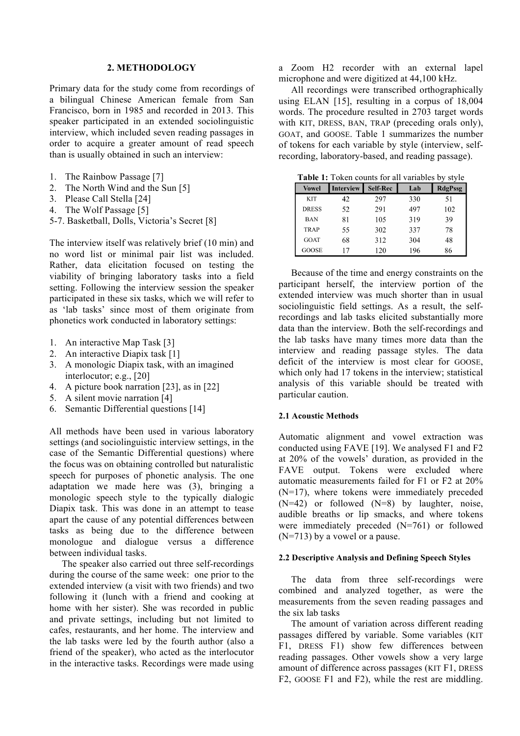## 2. METHODOLOGY

Primary data for the study come from recordings of a bilingual Chinese American female from San Francisco, born in 1985 and recorded in 2013. This speaker participated in an extended sociolinguistic interview, which included seven reading passages in order to acquire a greater amount of read speech than is usually obtained in such an interview:

1. The Rainbow Passage [7]
2. The North Wind and the Sun [5]
3. Please Call Stella [24]
4. The Wolf Passage [5]

5-7. Basketball, Dolls, Victoria's Secret [8]

The interview itself was relatively brief (10 min) and no word list or minimal pair list was included. Rather, data elicitation focused on testing the viability of bringing laboratory tasks into a field setting. Following the interview session the speaker participated in these six tasks, which we will refer to as 'lab tasks' since most of them originate from phonetics work conducted in laboratory settings:

1. An interactive Map Task [3]
2. An interactive Diapix task [1]
3. A monologic Diapix task, with an imagined interlocutor; e.g., [20]
4. A picture book narration [23], as in [22]
5. A silent movie narration [4]
6. Semantic Differential questions [14]

All methods have been used in various laboratory settings (and sociolinguistic interview settings, in the case of the Semantic Differential questions) where the focus was on obtaining controlled but naturalistic speech for purposes of phonetic analysis. The one adaptation we made here was (3), bringing a monologic speech style to the typically dialogic Diapix task. This was done in an attempt to tease apart the cause of any potential differences between tasks as being due to the difference between monologue and dialogue versus a difference between individual tasks.

The speaker also carried out three self-recordings during the course of the same week: one prior to the extended interview (a visit with two friends) and two following it (lunch with a friend and cooking at home with her sister). She was recorded in public and private settings, including but not limited to cafes, restaurants, and her home. The interview and the lab tasks were led by the fourth author (also a friend of the speaker), who acted as the interlocutor in the interactive tasks. Recordings were made using a Zoom H2 recorder with an external lapel microphone and were digitized at 44,100 kHz.

All recordings were transcribed orthographically using ELAN [15], resulting in a corpus of 18,004 words. The procedure resulted in 2703 target words with KIT, DRESS, BAN, TRAP (preceding orals only), GOAT, and GOOSE. Table 1 summarizes the number of tokens for each variable by style (interview, self-recording, laboratory-based, and reading passage).

**Table 1:** Token counts for all variables by style

| Vowel | Interview | Self-Rec | Lab | RdgPssg |
|---|---|---|---|---|
| KIT | 42 | 297 | 330 | 51 |
| DRESS | 52 | 291 | 497 | 102 |
| BAN | 81 | 105 | 319 | 39 |
| TRAP | 55 | 302 | 337 | 78 |
| GOAT | 68 | 312 | 304 | 48 |
| GOOSE | 17 | 120 | 196 | 86 |

Because of the time and energy constraints on the participant herself, the interview portion of the extended interview was much shorter than in usual sociolinguistic field settings. As a result, the self-recordings and lab tasks elicited substantially more data than the interview. Both the self-recordings and the lab tasks have many times more data than the interview and reading passage styles. The data deficit of the interview is most clear for GOOSE, which only had 17 tokens in the interview; statistical analysis of this variable should be treated with particular caution.

### 2.1 Acoustic Methods

Automatic alignment and vowel extraction was conducted using FAVE [19]. We analysed F1 and F2 at 20% of the vowels' duration, as provided in the FAVE output. Tokens were excluded where automatic measurements failed for F1 or F2 at 20% (N=17), where tokens were immediately preceded (N=42) or followed (N=8) by laughter, noise, audible breaths or lip smacks, and where tokens were immediately preceded (N=761) or followed (N=713) by a vowel or a pause.

### 2.2 Descriptive Analysis and Defining Speech Styles

The data from three self-recordings were combined and analyzed together, as were the measurements from the seven reading passages and the six lab tasks

The amount of variation across different reading passages differed by variable. Some variables (KIT F1, DRESS F1) show few differences between reading passages. Other vowels show a very large amount of difference across passages (KIT F1, DRESS F2, GOOSE F1 and F2), while the rest are middling.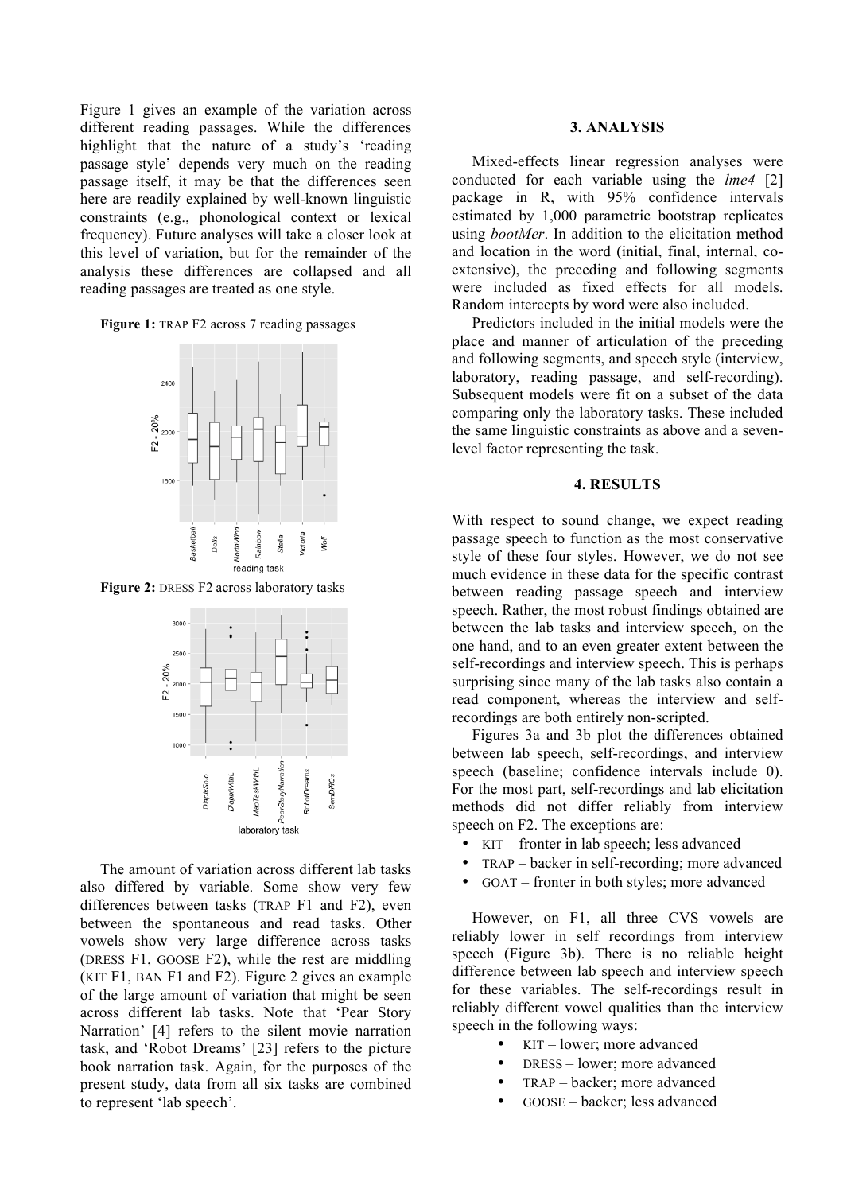Figure 1 gives an example of the variation across different reading passages. While the differences highlight that the nature of a study's 'reading passage style' depends very much on the reading passage itself, it may be that the differences seen here are readily explained by well-known linguistic constraints (e.g., phonological context or lexical frequency). Future analyses will take a closer look at this level of variation, but for the remainder of the analysis these differences are collapsed and all reading passages are treated as one style.

**Figure 1:** TRAP F2 across 7 reading passages

**Figure 2:** DRESS F2 across laboratory tasks

The amount of variation across different lab tasks also differed by variable. Some show very few differences between tasks (TRAP F1 and F2), even between the spontaneous and read tasks. Other vowels show very large difference across tasks (DRESS F1, GOOSE F2), while the rest are middling (KIT F1, BAN F1 and F2). Figure 2 gives an example of the large amount of variation that might be seen across different lab tasks. Note that 'Pear Story Narration' [4] refers to the silent movie narration task, and 'Robot Dreams' [23] refers to the picture book narration task. Again, for the purposes of the present study, data from all six tasks are combined to represent 'lab speech'.

## 3. ANALYSIS

Mixed-effects linear regression analyses were conducted for each variable using the *lme4* [2] package in R, with 95% confidence intervals estimated by 1,000 parametric bootstrap replicates using *bootMer*. In addition to the elicitation method and location in the word (initial, final, internal, co-extensive), the preceding and following segments were included as fixed effects for all models. Random intercepts by word were also included.

Predictors included in the initial models were the place and manner of articulation of the preceding and following segments, and speech style (interview, laboratory, reading passage, and self-recording). Subsequent models were fit on a subset of the data comparing only the laboratory tasks. These included the same linguistic constraints as above and a seven-level factor representing the task.

## 4. RESULTS

With respect to sound change, we expect reading passage speech to function as the most conservative style of these four styles. However, we do not see much evidence in these data for the specific contrast between reading passage speech and interview speech. Rather, the most robust findings obtained are between the lab tasks and interview speech, on the one hand, and to an even greater extent between the self-recordings and interview speech. This is perhaps surprising since many of the lab tasks also contain a read component, whereas the interview and self-recordings are both entirely non-scripted.

Figures 3a and 3b plot the differences obtained between lab speech, self-recordings, and interview speech (baseline; confidence intervals include 0). For the most part, self-recordings and lab elicitation methods did not differ reliably from interview speech on F2. The exceptions are:

- KIT – fronter in lab speech; less advanced
- TRAP – backer in self-recording; more advanced
- GOAT – fronter in both styles; more advanced

However, on F1, all three CVS vowels are reliably lower in self recordings from interview speech (Figure 3b). There is no reliable height difference between lab speech and interview speech for these variables. The self-recordings result in reliably different vowel qualities than the interview speech in the following ways:

- KIT – lower; more advanced
- DRESS – lower; more advanced
- TRAP – backer; more advanced
- GOOSE – backer; less advanced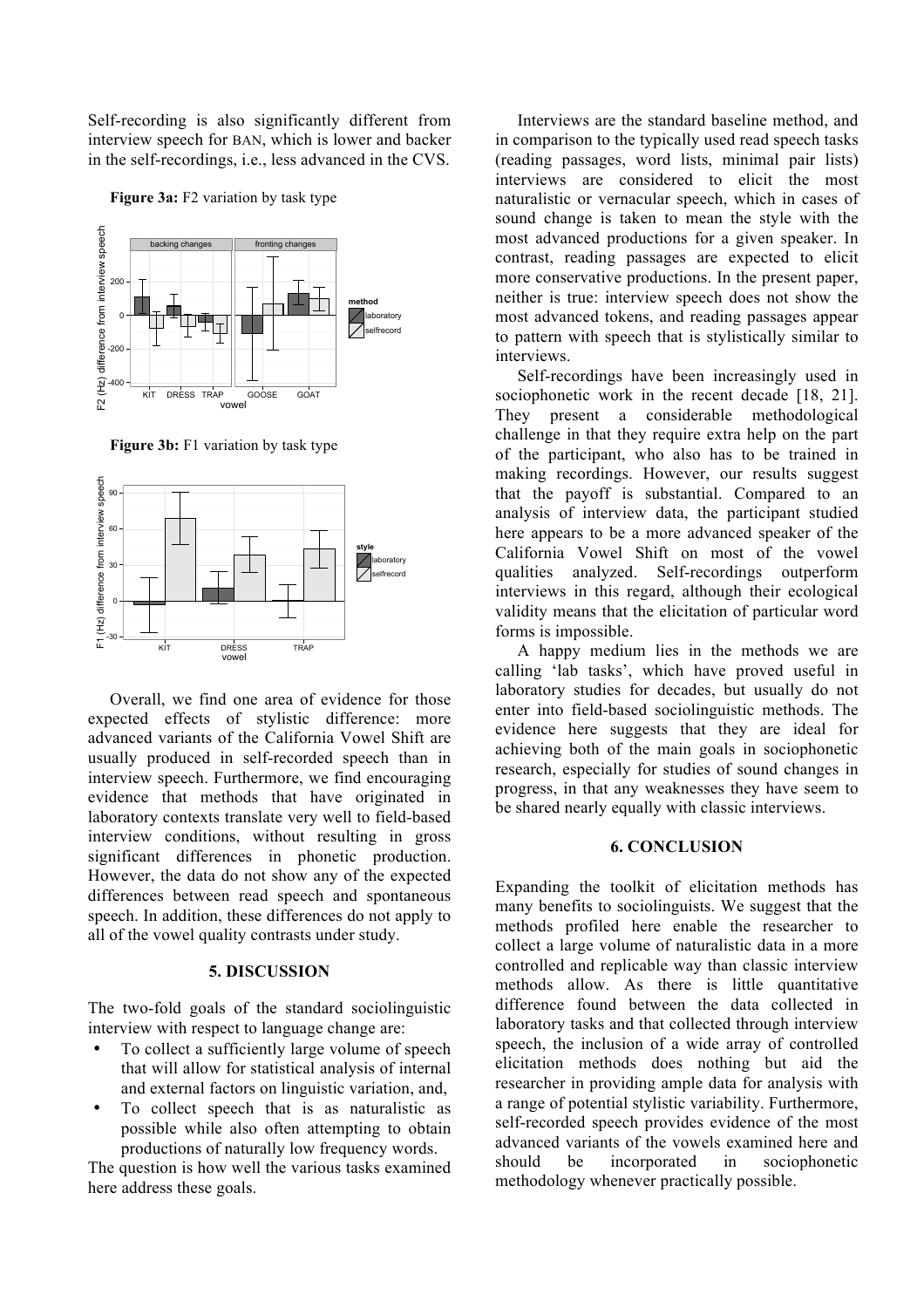Self-recording is also significantly different from interview speech for BAN, which is lower and backer in the self-recordings, i.e., less advanced in the CVS.

**Figure 3a:** F2 variation by task type

**Figure 3b:** F1 variation by task type

Overall, we find one area of evidence for those expected effects of stylistic difference: more advanced variants of the California Vowel Shift are usually produced in self-recorded speech than in interview speech. Furthermore, we find encouraging evidence that methods that have originated in laboratory contexts translate very well to field-based interview conditions, without resulting in gross significant differences in phonetic production. However, the data do not show any of the expected differences between read speech and spontaneous speech. In addition, these differences do not apply to all of the vowel quality contrasts under study.

## 5. DISCUSSION

The two-fold goals of the standard sociolinguistic interview with respect to language change are:

- To collect a sufficiently large volume of speech that will allow for statistical analysis of internal and external factors on linguistic variation, and,
- To collect speech that is as naturalistic as possible while also often attempting to obtain productions of naturally low frequency words.

The question is how well the various tasks examined here address these goals.

Interviews are the standard baseline method, and in comparison to the typically used read speech tasks (reading passages, word lists, minimal pair lists) interviews are considered to elicit the most naturalistic or vernacular speech, which in cases of sound change is taken to mean the style with the most advanced productions for a given speaker. In contrast, reading passages are expected to elicit more conservative productions. In the present paper, neither is true: interview speech does not show the most advanced tokens, and reading passages appear to pattern with speech that is stylistically similar to interviews.

Self-recordings have been increasingly used in sociophonetic work in the recent decade [18, 21]. They present a considerable methodological challenge in that they require extra help on the part of the participant, who also has to be trained in making recordings. However, our results suggest that the payoff is substantial. Compared to an analysis of interview data, the participant studied here appears to be a more advanced speaker of the California Vowel Shift on most of the vowel qualities analyzed. Self-recordings outperform interviews in this regard, although their ecological validity means that the elicitation of particular word forms is impossible.

A happy medium lies in the methods we are calling 'lab tasks', which have proved useful in laboratory studies for decades, but usually do not enter into field-based sociolinguistic methods. The evidence here suggests that they are ideal for achieving both of the main goals in sociophonetic research, especially for studies of sound changes in progress, in that any weaknesses they have seem to be shared nearly equally with classic interviews.

## 6. CONCLUSION

Expanding the toolkit of elicitation methods has many benefits to sociolinguists. We suggest that the methods profiled here enable the researcher to collect a large volume of naturalistic data in a more controlled and replicable way than classic interview methods allow. As there is little quantitative difference found between the data collected in laboratory tasks and that collected through interview speech, the inclusion of a wide array of controlled elicitation methods does nothing but aid the researcher in providing ample data for analysis with a range of potential stylistic variability. Furthermore, self-recorded speech provides evidence of the most advanced variants of the vowels examined here and should be incorporated in sociophonetic methodology whenever practically possible.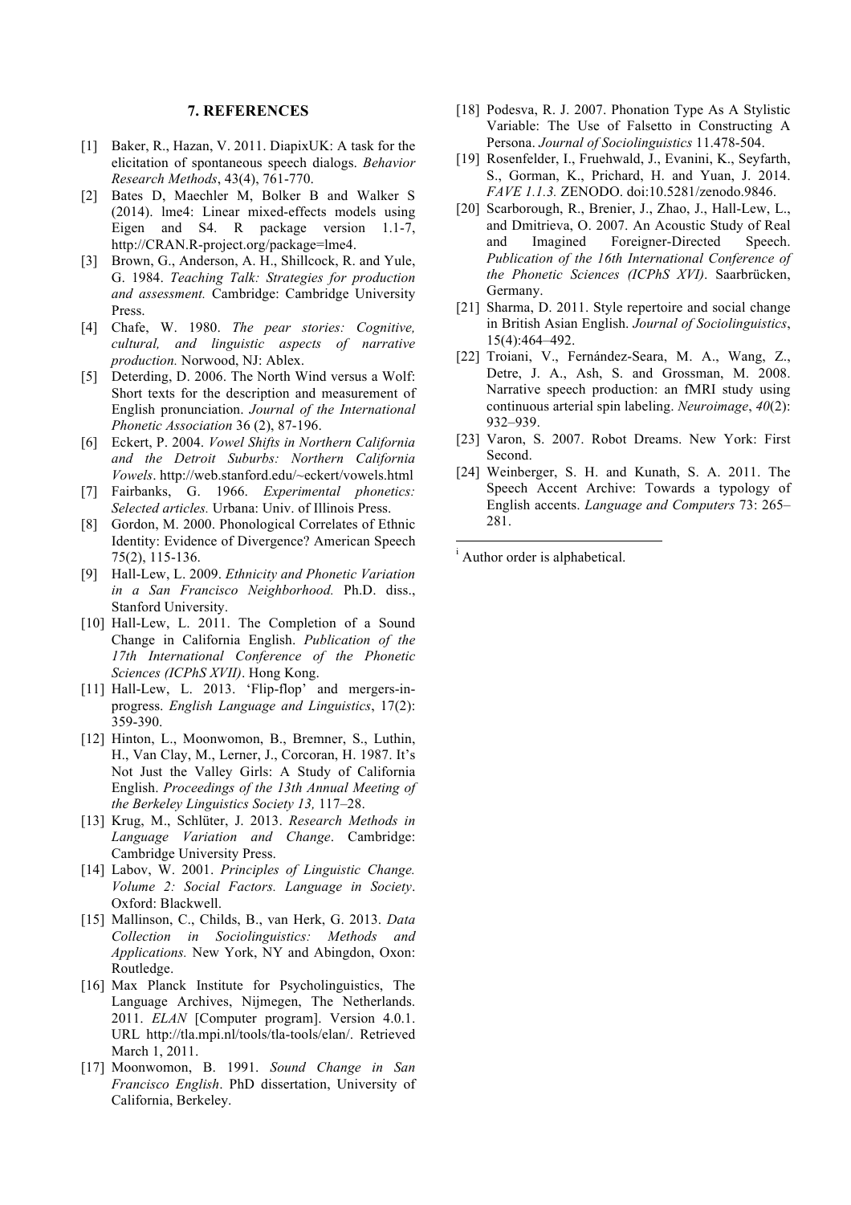## 7. REFERENCES

[1] Baker, R., Hazan, V. 2011. DiapixUK: A task for the elicitation of spontaneous speech dialogs. *Behavior Research Methods*, 43(4), 761-770.

[2] Bates D, Maechler M, Bolker B and Walker S (2014). lme4: Linear mixed-effects models using Eigen and S4. R package version 1.1-7, http://CRAN.R-project.org/package=lme4.

[3] Brown, G., Anderson, A. H., Shillcock, R. and Yule, G. 1984. *Teaching Talk: Strategies for production and assessment.* Cambridge: Cambridge University Press.

[4] Chafe, W. 1980. *The pear stories: Cognitive, cultural, and linguistic aspects of narrative production.* Norwood, NJ: Ablex.

[5] Deterding, D. 2006. The North Wind versus a Wolf: Short texts for the description and measurement of English pronunciation. *Journal of the International Phonetic Association* 36 (2), 87-196.

[6] Eckert, P. 2004. *Vowel Shifts in Northern California and the Detroit Suburbs: Northern California Vowels*. http://web.stanford.edu/~eckert/vowels.html

[7] Fairbanks, G. 1966. *Experimental phonetics: Selected articles.* Urbana: Univ. of Illinois Press.

[8] Gordon, M. 2000. Phonological Correlates of Ethnic Identity: Evidence of Divergence? American Speech 75(2), 115-136.

[9] Hall-Lew, L. 2009. *Ethnicity and Phonetic Variation in a San Francisco Neighborhood.* Ph.D. diss., Stanford University.

[10] Hall-Lew, L. 2011. The Completion of a Sound Change in California English. *Publication of the 17th International Conference of the Phonetic Sciences (ICPhS XVII)*. Hong Kong.

[11] Hall-Lew, L. 2013. 'Flip-flop' and mergers-in-progress. *English Language and Linguistics*, 17(2): 359-390.

[12] Hinton, L., Moonwomon, B., Bremner, S., Luthin, H., Van Clay, M., Lerner, J., Corcoran, H. 1987. It's Not Just the Valley Girls: A Study of California English. *Proceedings of the 13th Annual Meeting of the Berkeley Linguistics Society 13,* 117–28.

[13] Krug, M., Schlüter, J. 2013. *Research Methods in Language Variation and Change*. Cambridge: Cambridge University Press.

[14] Labov, W. 2001. *Principles of Linguistic Change. Volume 2: Social Factors. Language in Society*. Oxford: Blackwell.

[15] Mallinson, C., Childs, B., van Herk, G. 2013. *Data Collection in Sociolinguistics: Methods and Applications.* New York, NY and Abingdon, Oxon: Routledge.

[16] Max Planck Institute for Psycholinguistics, The Language Archives, Nijmegen, The Netherlands. 2011. *ELAN* [Computer program]. Version 4.0.1. URL http://tla.mpi.nl/tools/tla-tools/elan/. Retrieved March 1, 2011.

[17] Moonwomon, B. 1991. *Sound Change in San Francisco English*. PhD dissertation, University of California, Berkeley.

[18] Podesva, R. J. 2007. Phonation Type As A Stylistic Variable: The Use of Falsetto in Constructing A Persona. *Journal of Sociolinguistics* 11.478-504.

[19] Rosenfelder, I., Fruehwald, J., Evanini, K., Seyfarth, S., Gorman, K., Prichard, H. and Yuan, J. 2014. *FAVE 1.1.3.* ZENODO. doi:10.5281/zenodo.9846.

[20] Scarborough, R., Brenier, J., Zhao, J., Hall-Lew, L., and Dmitrieva, O. 2007. An Acoustic Study of Real and Imagined Foreigner-Directed Speech. *Publication of the 16th International Conference of the Phonetic Sciences (ICPhS XVI)*. Saarbrücken, Germany.

[21] Sharma, D. 2011. Style repertoire and social change in British Asian English. *Journal of Sociolinguistics*, 15(4):464–492.

[22] Troiani, V., Fernández-Seara, M. A., Wang, Z., Detre, J. A., Ash, S. and Grossman, M. 2008. Narrative speech production: an fMRI study using continuous arterial spin labeling. *Neuroimage*, *40*(2): 932–939.

[23] Varon, S. 2007. Robot Dreams. New York: First Second.

[24] Weinberger, S. H. and Kunath, S. A. 2011. The Speech Accent Archive: Towards a typology of English accents. *Language and Computers* 73: 265–281.

---

[i] Author order is alphabetical.